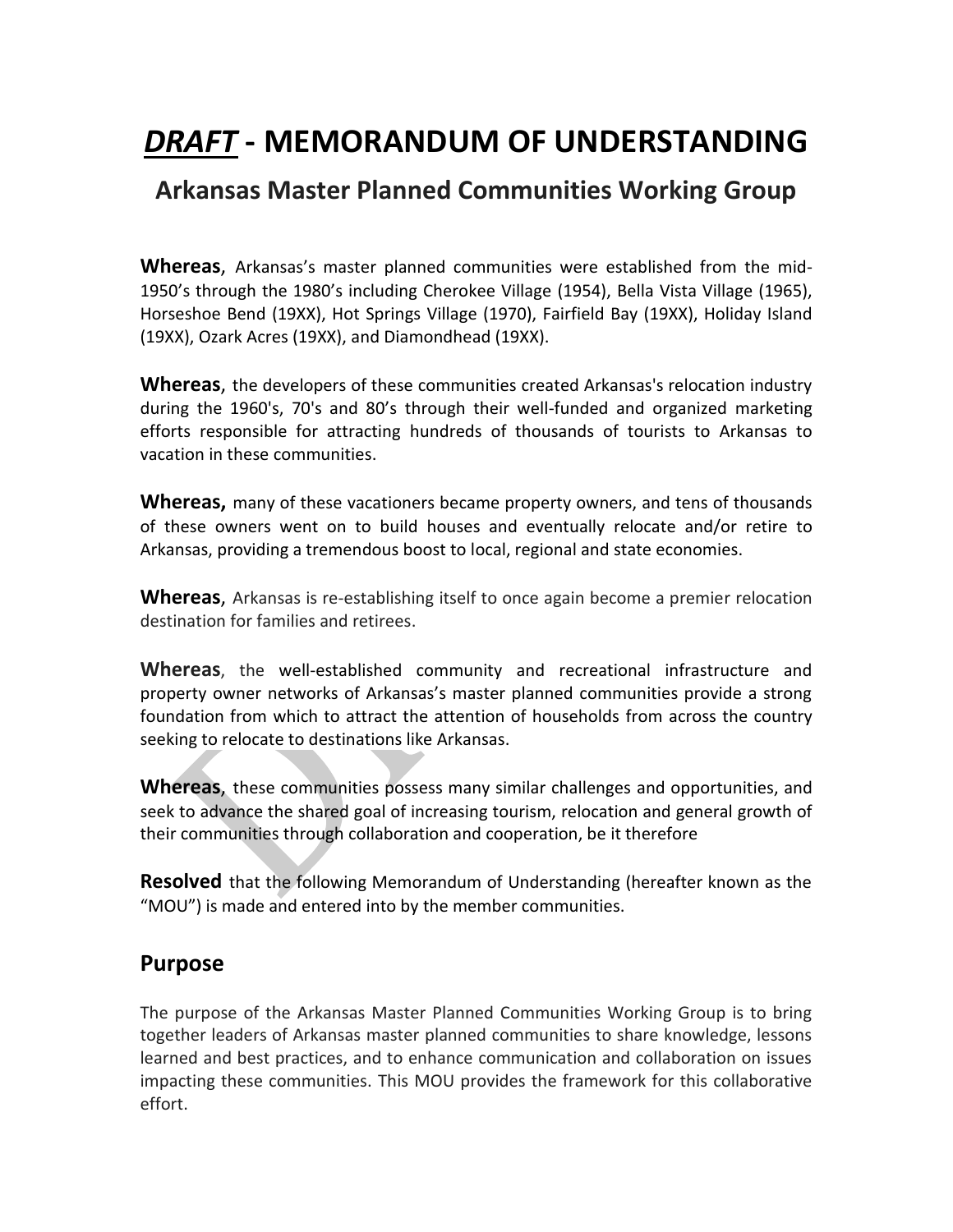# *DRAFT* - MEMORANDUM OF UNDERSTANDING

## Arkansas Master Planned Communities Working Group

**Whereas**, Arkansas's master planned communities were established from the mid-1950's through the 1980's including Cherokee Village (1954), Bella Vista Village (1965), Horseshoe Bend (19XX), Hot Springs Village (1970), Fairfield Bay (19XX), Holiday Island (19XX), Ozark Acres (19XX), and Diamondhead (19XX).

**Whereas**, the developers of these communities created Arkansas's relocation industry during the 1960's, 70's and 80's through their well-funded and organized marketing efforts responsible for attracting hundreds of thousands of tourists to Arkansas to vacation in these communities.

**Whereas,** many of these vacationers became property owners, and tens of thousands of these owners went on to build houses and eventually relocate and/or retire to Arkansas, providing a tremendous boost to local, regional and state economies.

**Whereas**, Arkansas is re-establishing itself to once again become a premier relocation destination for families and retirees.

**Whereas**, the well-established community and recreational infrastructure and property owner networks of Arkansas's master planned communities provide a strong foundation from which to attract the attention of households from across the country seeking to relocate to destinations like Arkansas.

**Whereas**, these communities possess many similar challenges and opportunities, and seek to advance the shared goal of increasing tourism, relocation and general growth of their communities through collaboration and cooperation, be it therefore

**Resolved** that the following Memorandum of Understanding (hereafter known as the "MOU") is made and entered into by the member communities.

## Purpose

The purpose of the Arkansas Master Planned Communities Working Group is to bring together leaders of Arkansas master planned communities to share knowledge, lessons learned and best practices, and to enhance communication and collaboration on issues impacting these communities. This MOU provides the framework for this collaborative effort.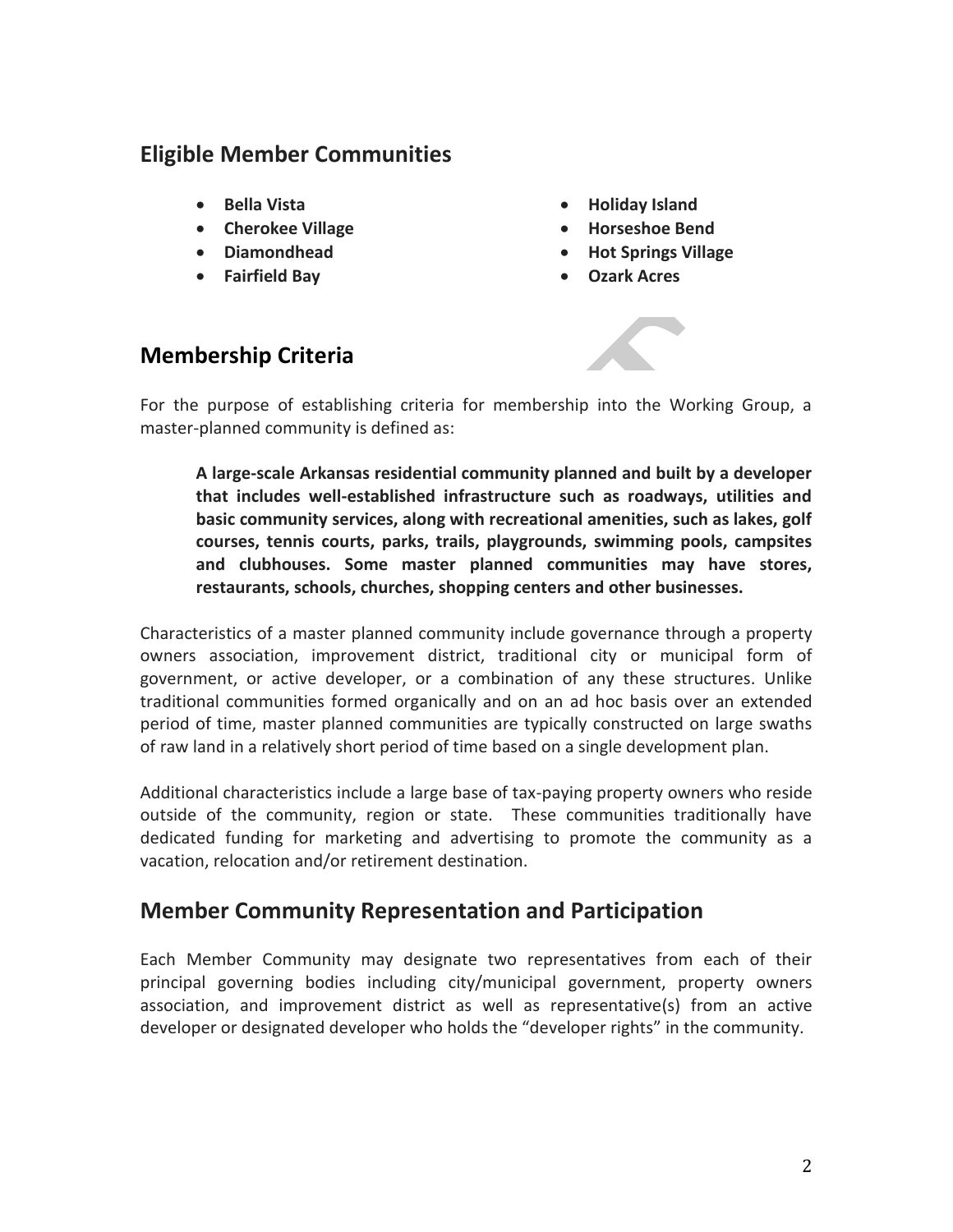## Eligible Member Communities

- **Bella Vista**
- **Cherokee Village**
- **Diamondhead**
- **Fairfield Bay**
- **Holiday Island**
- **Horseshoe Bend**
- **Hot Springs Village**
- **Ozark Acres**

## Membership Criteria

For the purpose of establishing criteria for membership into the Working Group, a master-planned community is defined as:

> **A large-scale Arkansas residential community planned and built by a developer that includes well-established infrastructure such as roadways, utilities and basic community services, along with recreational amenities, such as lakes, golf courses, tennis courts, parks, trails, playgrounds, swimming pools, campsites and clubhouses. Some master planned communities may have stores, restaurants, schools, churches, shopping centers and other businesses.**

Characteristics of a master planned community include governance through a property owners association, improvement district, traditional city or municipal form of government, or active developer, or a combination of any these structures. Unlike traditional communities formed organically and on an ad hoc basis over an extended period of time, master planned communities are typically constructed on large swaths of raw land in a relatively short period of time based on a single development plan.

Additional characteristics include a large base of tax-paying property owners who reside outside of the community, region or state. These communities traditionally have dedicated funding for marketing and advertising to promote the community as a vacation, relocation and/or retirement destination.

## Member Community Representation and Participation

Each Member Community may designate two representatives from each of their principal governing bodies including city/municipal government, property owners association, and improvement district as well as representative(s) from an active developer or designated developer who holds the "developer rights" in the community.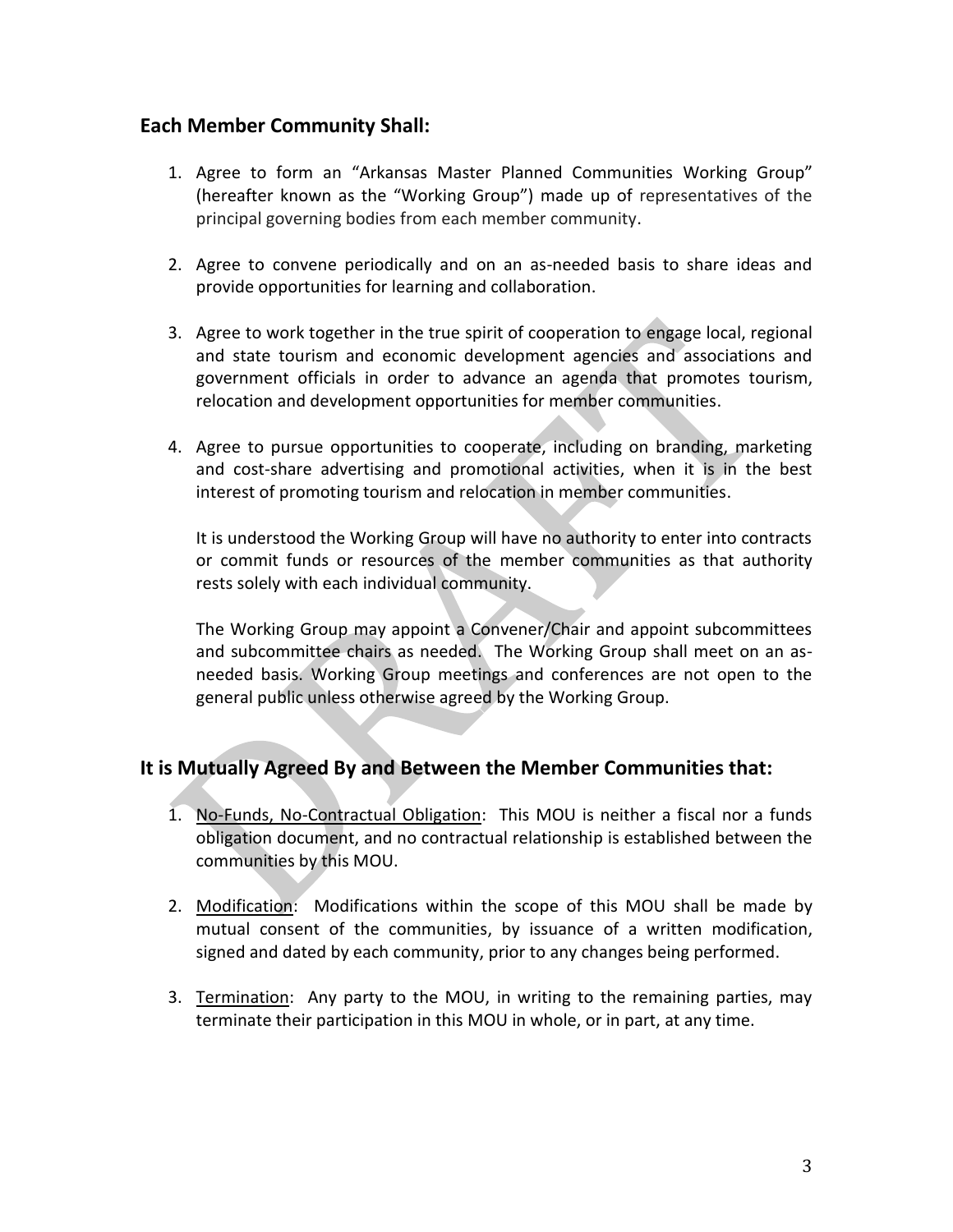## Each Member Community Shall:

1. Agree to form an "Arkansas Master Planned Communities Working Group" (hereafter known as the "Working Group") made up of representatives of the principal governing bodies from each member community.

2. Agree to convene periodically and on an as-needed basis to share ideas and provide opportunities for learning and collaboration.

3. Agree to work together in the true spirit of cooperation to engage local, regional and state tourism and economic development agencies and associations and government officials in order to advance an agenda that promotes tourism, relocation and development opportunities for member communities.

4. Agree to pursue opportunities to cooperate, including on branding, marketing and cost-share advertising and promotional activities, when it is in the best interest of promoting tourism and relocation in member communities.

   It is understood the Working Group will have no authority to enter into contracts or commit funds or resources of the member communities as that authority rests solely with each individual community.

   The Working Group may appoint a Convener/Chair and appoint subcommittees and subcommittee chairs as needed. The Working Group shall meet on an as-needed basis. Working Group meetings and conferences are not open to the general public unless otherwise agreed by the Working Group.

## It is Mutually Agreed By and Between the Member Communities that:

1. <u>No-Funds, No-Contractual Obligation</u>: This MOU is neither a fiscal nor a funds obligation document, and no contractual relationship is established between the communities by this MOU.

2. <u>Modification</u>: Modifications within the scope of this MOU shall be made by mutual consent of the communities, by issuance of a written modification, signed and dated by each community, prior to any changes being performed.

3. <u>Termination</u>: Any party to the MOU, in writing to the remaining parties, may terminate their participation in this MOU in whole, or in part, at any time.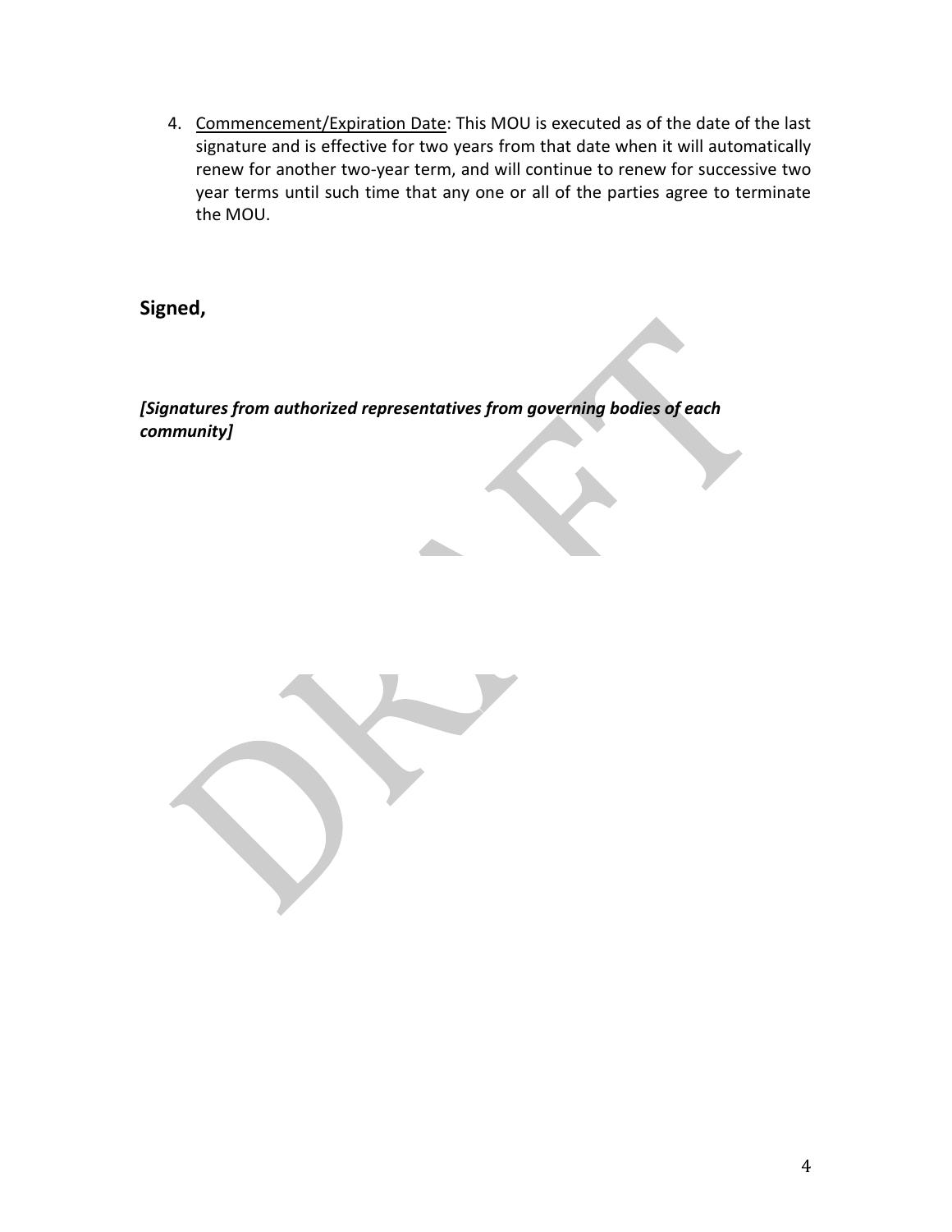4. Commencement/Expiration Date: This MOU is executed as of the date of the last signature and is effective for two years from that date when it will automatically renew for another two-year term, and will continue to renew for successive two year terms until such time that any one or all of the parties agree to terminate the MOU.

**Signed,**

***[Signatures from authorized representatives from governing bodies of each community]***